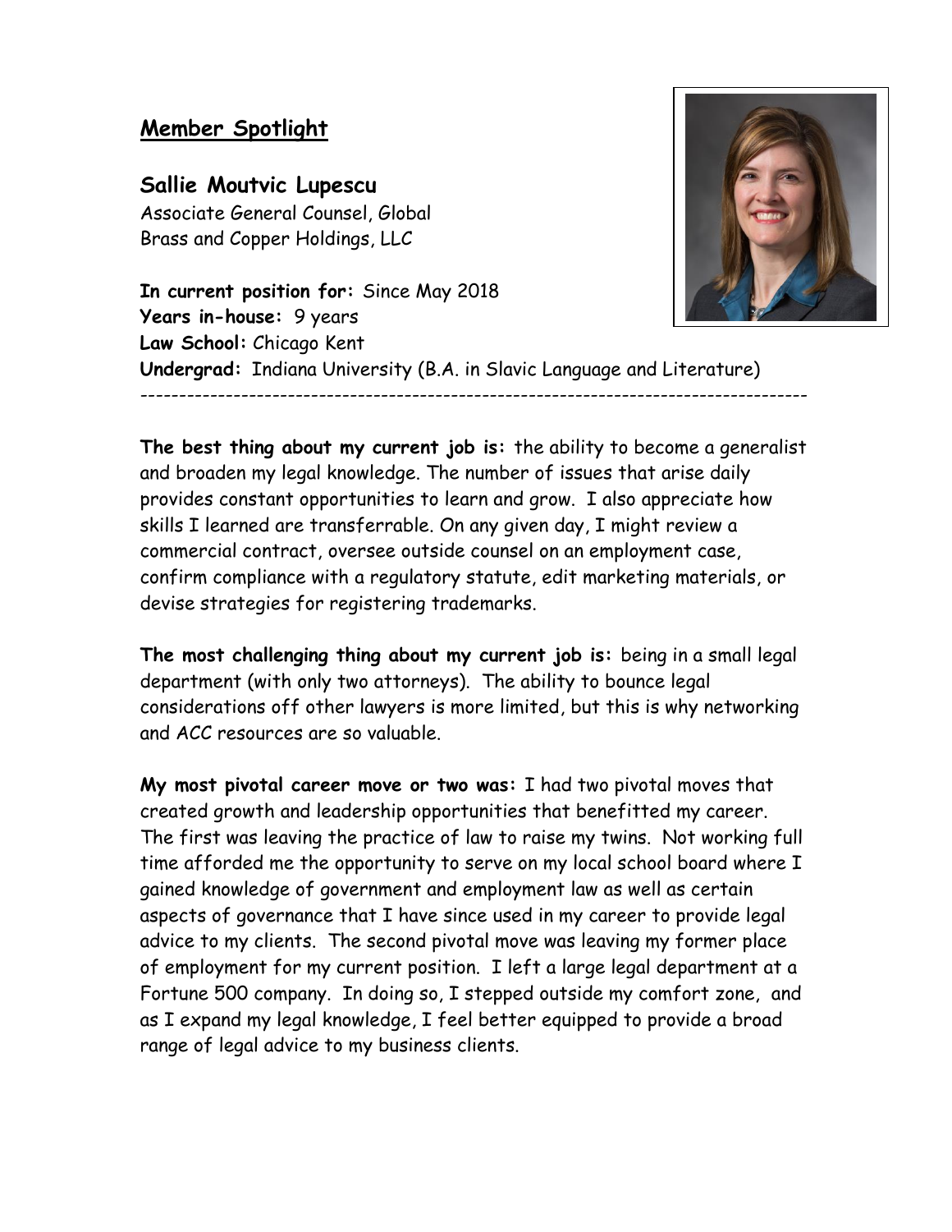## Member Spotlight

**Sallie Moutvic Lupescu**
Associate General Counsel, Global
Brass and Copper Holdings, LLC

**In current position for:** Since May 2018
**Years in-house:** 9 years
**Law School:** Chicago Kent
**Undergrad:** Indiana University (B.A. in Slavic Language and Literature)

---

**The best thing about my current job is:** the ability to become a generalist and broaden my legal knowledge. The number of issues that arise daily provides constant opportunities to learn and grow. I also appreciate how skills I learned are transferrable. On any given day, I might review a commercial contract, oversee outside counsel on an employment case, confirm compliance with a regulatory statute, edit marketing materials, or devise strategies for registering trademarks.

**The most challenging thing about my current job is:** being in a small legal department (with only two attorneys). The ability to bounce legal considerations off other lawyers is more limited, but this is why networking and ACC resources are so valuable.

**My most pivotal career move or two was:** I had two pivotal moves that created growth and leadership opportunities that benefitted my career. The first was leaving the practice of law to raise my twins. Not working full time afforded me the opportunity to serve on my local school board where I gained knowledge of government and employment law as well as certain aspects of governance that I have since used in my career to provide legal advice to my clients. The second pivotal move was leaving my former place of employment for my current position. I left a large legal department at a Fortune 500 company. In doing so, I stepped outside my comfort zone, and as I expand my legal knowledge, I feel better equipped to provide a broad range of legal advice to my business clients.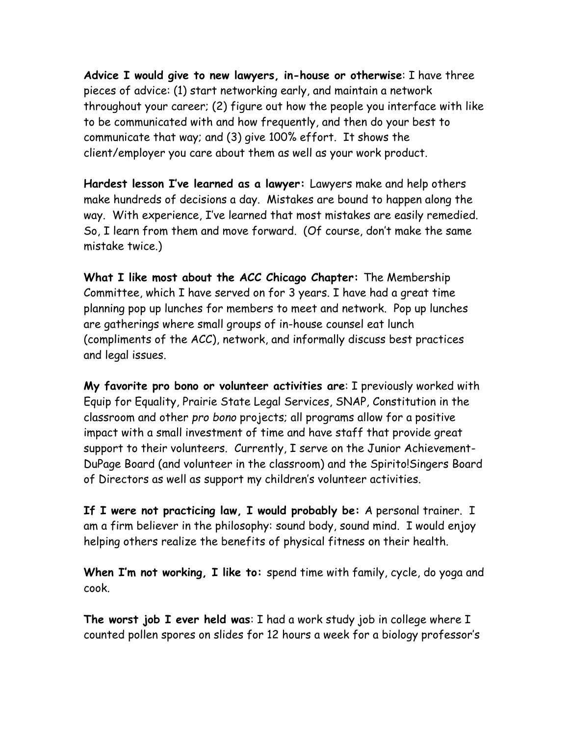**Advice I would give to new lawyers, in-house or otherwise**: I have three pieces of advice: (1) start networking early, and maintain a network throughout your career; (2) figure out how the people you interface with like to be communicated with and how frequently, and then do your best to communicate that way; and (3) give 100% effort. It shows the client/employer you care about them as well as your work product.

**Hardest lesson I've learned as a lawyer:** Lawyers make and help others make hundreds of decisions a day. Mistakes are bound to happen along the way. With experience, I've learned that most mistakes are easily remedied. So, I learn from them and move forward. (Of course, don't make the same mistake twice.)

**What I like most about the ACC Chicago Chapter:** The Membership Committee, which I have served on for 3 years. I have had a great time planning pop up lunches for members to meet and network. Pop up lunches are gatherings where small groups of in-house counsel eat lunch (compliments of the ACC), network, and informally discuss best practices and legal issues.

**My favorite pro bono or volunteer activities are**: I previously worked with Equip for Equality, Prairie State Legal Services, SNAP, Constitution in the classroom and other *pro bono* projects; all programs allow for a positive impact with a small investment of time and have staff that provide great support to their volunteers. Currently, I serve on the Junior Achievement-DuPage Board (and volunteer in the classroom) and the Spirito!Singers Board of Directors as well as support my children's volunteer activities.

**If I were not practicing law, I would probably be:** A personal trainer. I am a firm believer in the philosophy: sound body, sound mind. I would enjoy helping others realize the benefits of physical fitness on their health.

**When I'm not working, I like to:** spend time with family, cycle, do yoga and cook.

**The worst job I ever held was**: I had a work study job in college where I counted pollen spores on slides for 12 hours a week for a biology professor's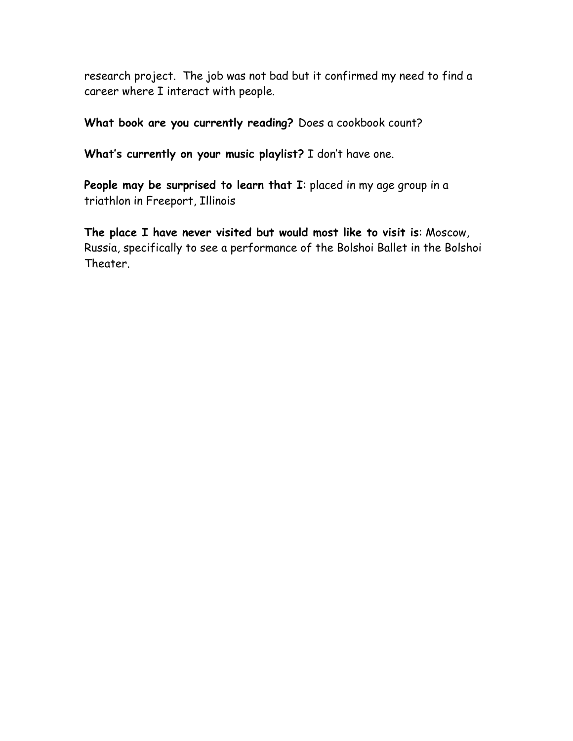research project. The job was not bad but it confirmed my need to find a career where I interact with people.

**What book are you currently reading?** Does a cookbook count?

**What's currently on your music playlist?** I don't have one.

**People may be surprised to learn that I**: placed in my age group in a triathlon in Freeport, Illinois

**The place I have never visited but would most like to visit is**: Moscow, Russia, specifically to see a performance of the Bolshoi Ballet in the Bolshoi Theater.